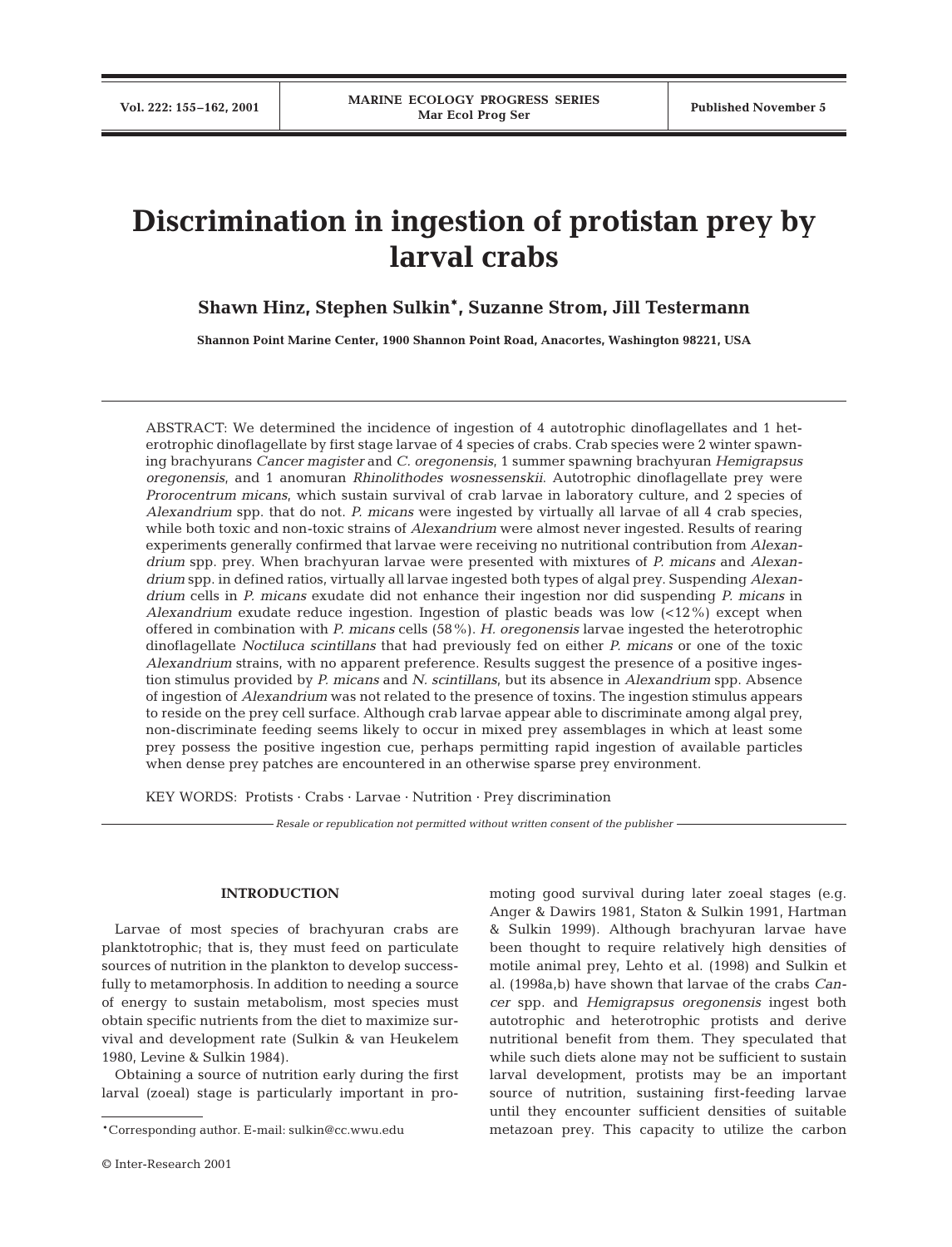# Discrimination in ingestion of protistan prey by larval crabs

**Shawn Hinz, Stephen Sulkin*, Suzanne Strom, Jill Testermann**

**Shannon Point Marine Center, 1900 Shannon Point Road, Anacortes, Washington 98221, USA**

ABSTRACT: We determined the incidence of ingestion of 4 autotrophic dinoflagellates and 1 heterotrophic dinoflagellate by first stage larvae of 4 species of crabs. Crab species were 2 winter spawning brachyurans *Cancer magister* and *C. oregonensis*, 1 summer spawning brachyuran *Hemigrapsus oregonensis*, and 1 anomuran *Rhinolithodes wosnessenskii*. Autotrophic dinoflagellate prey were *Prorocentrum micans*, which sustain survival of crab larvae in laboratory culture, and 2 species of *Alexandrium* spp. that do not. *P. micans* were ingested by virtually all larvae of all 4 crab species, while both toxic and non-toxic strains of *Alexandrium* were almost never ingested. Results of rearing experiments generally confirmed that larvae were receiving no nutritional contribution from *Alexandrium* spp. prey. When brachyuran larvae were presented with mixtures of *P. micans* and *Alexandrium* spp. in defined ratios, virtually all larvae ingested both types of algal prey. Suspending *Alexandrium* cells in *P. micans* exudate did not enhance their ingestion nor did suspending *P. micans* in *Alexandrium* exudate reduce ingestion. Ingestion of plastic beads was low (<12%) except when offered in combination with *P. micans* cells (58%). *H. oregonensis* larvae ingested the heterotrophic dinoflagellate *Noctiluca scintillans* that had previously fed on either *P. micans* or one of the toxic *Alexandrium* strains, with no apparent preference. Results suggest the presence of a positive ingestion stimulus provided by *P. micans* and *N. scintillans*, but its absence in *Alexandrium* spp. Absence of ingestion of *Alexandrium* was not related to the presence of toxins. The ingestion stimulus appears to reside on the prey cell surface. Although crab larvae appear able to discriminate among algal prey, non-discriminate feeding seems likely to occur in mixed prey assemblages in which at least some prey possess the positive ingestion cue, perhaps permitting rapid ingestion of available particles when dense prey patches are encountered in an otherwise sparse prey environment.

KEY WORDS: Protists · Crabs · Larvae · Nutrition · Prey discrimination

*Resale or republication not permitted without written consent of the publisher*

## INTRODUCTION

Larvae of most species of brachyuran crabs are planktotrophic; that is, they must feed on particulate sources of nutrition in the plankton to develop successfully to metamorphosis. In addition to needing a source of energy to sustain metabolism, most species must obtain specific nutrients from the diet to maximize survival and development rate (Sulkin & van Heukelem 1980, Levine & Sulkin 1984).

Obtaining a source of nutrition early during the first larval (zoeal) stage is particularly important in promoting good survival during later zoeal stages (e.g. Anger & Dawirs 1981, Staton & Sulkin 1991, Hartman & Sulkin 1999). Although brachyuran larvae have been thought to require relatively high densities of motile animal prey, Lehto et al. (1998) and Sulkin et al. (1998a,b) have shown that larvae of the crabs *Cancer* spp. and *Hemigrapsus oregonensis* ingest both autotrophic and heterotrophic protists and derive nutritional benefit from them. They speculated that while such diets alone may not be sufficient to sustain larval development, protists may be an important source of nutrition, sustaining first-feeding larvae until they encounter sufficient densities of suitable metazoan prey. This capacity to utilize the carbon

*Corresponding author. E-mail: sulkin@cc.wwu.edu

© Inter-Research 2001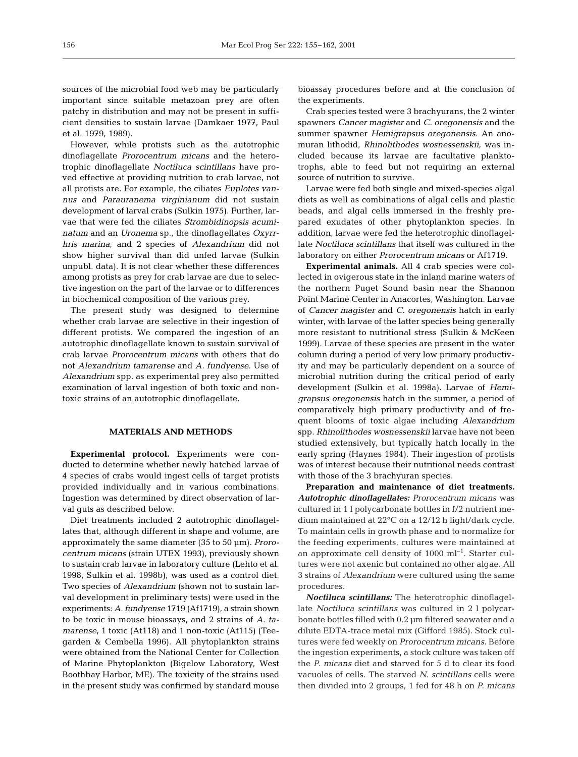sources of the microbial food web may be particularly important since suitable metazoan prey are often patchy in distribution and may not be present in sufficient densities to sustain larvae (Damkaer 1977, Paul et al. 1979, 1989).

However, while protists such as the autotrophic dinoflagellate *Prorocentrum micans* and the heterotrophic dinoflagellate *Noctiluca scintillans* have proved effective at providing nutrition to crab larvae, not all protists are. For example, the ciliates *Euplotes vannus* and *Parauranema virginianum* did not sustain development of larval crabs (Sulkin 1975). Further, larvae that were fed the ciliates *Strombidinopsis acuminatum* and an *Uronema* sp., the dinoflagellates *Oxyrrhis marina*, and 2 species of *Alexandrium* did not show higher survival than did unfed larvae (Sulkin unpubl. data). It is not clear whether these differences among protists as prey for crab larvae are due to selective ingestion on the part of the larvae or to differences in biochemical composition of the various prey.

The present study was designed to determine whether crab larvae are selective in their ingestion of different protists. We compared the ingestion of an autotrophic dinoflagellate known to sustain survival of crab larvae *Prorocentrum micans* with others that do not *Alexandrium tamarense* and *A. fundyense*. Use of *Alexandrium* spp. as experimental prey also permitted examination of larval ingestion of both toxic and non-toxic strains of an autotrophic dinoflagellate.

## MATERIALS AND METHODS

**Experimental protocol.** Experiments were conducted to determine whether newly hatched larvae of 4 species of crabs would ingest cells of target protists provided individually and in various combinations. Ingestion was determined by direct observation of larval guts as described below.

Diet treatments included 2 autotrophic dinoflagellates that, although different in shape and volume, are approximately the same diameter (35 to 50 µm). *Prorocentrum micans* (strain UTEX 1993), previously shown to sustain crab larvae in laboratory culture (Lehto et al. 1998, Sulkin et al. 1998b), was used as a control diet. Two species of *Alexandrium* (shown not to sustain larval development in preliminary tests) were used in the experiments: *A. fundyense* 1719 (Af1719), a strain shown to be toxic in mouse bioassays, and 2 strains of *A. tamarense*, 1 toxic (At118) and 1 non-toxic (At115) (Teegarden & Cembella 1996). All phytoplankton strains were obtained from the National Center for Collection of Marine Phytoplankton (Bigelow Laboratory, West Boothbay Harbor, ME). The toxicity of the strains used in the present study was confirmed by standard mouse bioassay procedures before and at the conclusion of the experiments.

Crab species tested were 3 brachyurans, the 2 winter spawners *Cancer magister* and *C. oregonensis* and the summer spawner *Hemigrapsus oregonensis*. An anomuran lithodid, *Rhinolithodes wosnessenskii*, was included because its larvae are facultative planktotrophs, able to feed but not requiring an external source of nutrition to survive.

Larvae were fed both single and mixed-species algal diets as well as combinations of algal cells and plastic beads, and algal cells immersed in the freshly prepared exudates of other phytoplankton species. In addition, larvae were fed the heterotrophic dinoflagellate *Noctiluca scintillans* that itself was cultured in the laboratory on either *Prorocentrum micans* or Af1719.

**Experimental animals.** All 4 crab species were collected in ovigerous state in the inland marine waters of the northern Puget Sound basin near the Shannon Point Marine Center in Anacortes, Washington. Larvae of *Cancer magister* and *C. oregonensis* hatch in early winter, with larvae of the latter species being generally more resistant to nutritional stress (Sulkin & McKeen 1999). Larvae of these species are present in the water column during a period of very low primary productivity and may be particularly dependent on a source of microbial nutrition during the critical period of early development (Sulkin et al. 1998a). Larvae of *Hemigrapsus oregonensis* hatch in the summer, a period of comparatively high primary productivity and of frequent blooms of toxic algae including *Alexandrium* spp. *Rhinolithodes wosnessenskii* larvae have not been studied extensively, but typically hatch locally in the early spring (Haynes 1984). Their ingestion of protists was of interest because their nutritional needs contrast with those of the 3 brachyuran species.

**Preparation and maintenance of diet treatments.** ***Autotrophic dinoflagellates:*** *Prorocentrum micans* was cultured in 1 l polycarbonate bottles in f/2 nutrient medium maintained at 22°C on a 12/12 h light/dark cycle. To maintain cells in growth phase and to normalize for the feeding experiments, cultures were maintained at an approximate cell density of 1000 ml$^{-1}$. Starter cultures were not axenic but contained no other algae. All 3 strains of *Alexandrium* were cultured using the same procedures.

***Noctiluca scintillans:*** The heterotrophic dinoflagellate *Noctiluca scintillans* was cultured in 2 l polycarbonate bottles filled with 0.2 µm filtered seawater and a dilute EDTA-trace metal mix (Gifford 1985). Stock cultures were fed weekly on *Prorocentrum micans*. Before the ingestion experiments, a stock culture was taken off the *P. micans* diet and starved for 5 d to clear its food vacuoles of cells. The starved *N. scintillans* cells were then divided into 2 groups, 1 fed for 48 h on *P. micans*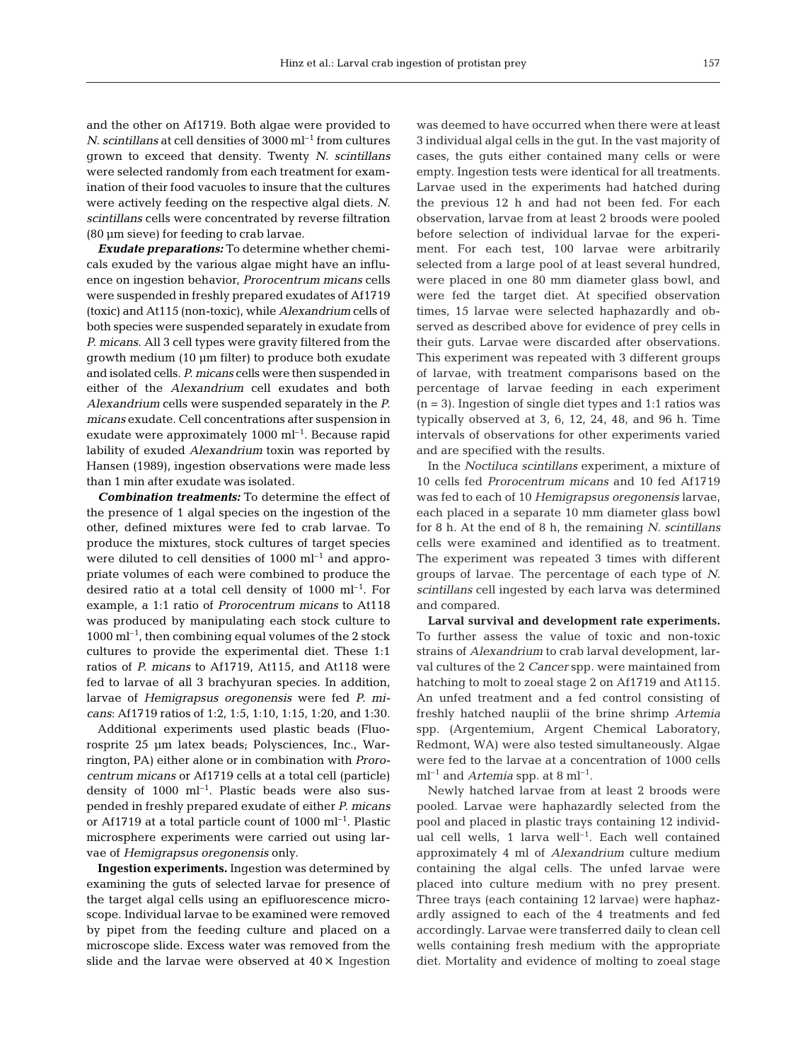and the other on Af1719. Both algae were provided to *N. scintillans* at cell densities of 3000 $ml^{-1}$ from cultures grown to exceed that density. Twenty *N. scintillans* were selected randomly from each treatment for examination of their food vacuoles to insure that the cultures were actively feeding on the respective algal diets. *N. scintillans* cells were concentrated by reverse filtration (80 µm sieve) for feeding to crab larvae.

***Exudate preparations:*** To determine whether chemicals exuded by the various algae might have an influence on ingestion behavior, *Prorocentrum micans* cells were suspended in freshly prepared exudates of Af1719 (toxic) and At115 (non-toxic), while *Alexandrium* cells of both species were suspended separately in exudate from *P. micans*. All 3 cell types were gravity filtered from the growth medium (10 µm filter) to produce both exudate and isolated cells. *P. micans* cells were then suspended in either of the *Alexandrium* cell exudates and both *Alexandrium* cells were suspended separately in the *P. micans* exudate. Cell concentrations after suspension in exudate were approximately 1000 $ml^{-1}$. Because rapid lability of exuded *Alexandrium* toxin was reported by Hansen (1989), ingestion observations were made less than 1 min after exudate was isolated.

***Combination treatments:*** To determine the effect of the presence of 1 algal species on the ingestion of the other, defined mixtures were fed to crab larvae. To produce the mixtures, stock cultures of target species were diluted to cell densities of 1000 $ml^{-1}$ and appropriate volumes of each were combined to produce the desired ratio at a total cell density of 1000 $ml^{-1}$. For example, a 1:1 ratio of *Prorocentrum micans* to At118 was produced by manipulating each stock culture to 1000 $ml^{-1}$, then combining equal volumes of the 2 stock cultures to provide the experimental diet. These 1:1 ratios of *P. micans* to Af1719, At115, and At118 were fed to larvae of all 3 brachyuran species. In addition, larvae of *Hemigrapsus oregonensis* were fed *P. micans*: Af1719 ratios of 1:2, 1:5, 1:10, 1:15, 1:20, and 1:30.

Additional experiments used plastic beads (Fluorosprite 25 µm latex beads; Polysciences, Inc., Warrington, PA) either alone or in combination with *Prorocentrum micans* or Af1719 cells at a total cell (particle) density of 1000 $ml^{-1}$. Plastic beads were also suspended in freshly prepared exudate of either *P. micans* or Af1719 at a total particle count of 1000 $ml^{-1}$. Plastic microsphere experiments were carried out using larvae of *Hemigrapsus oregonensis* only.

**Ingestion experiments.** Ingestion was determined by examining the guts of selected larvae for presence of the target algal cells using an epifluorescence microscope. Individual larvae to be examined were removed by pipet from the feeding culture and placed on a microscope slide. Excess water was removed from the slide and the larvae were observed at 40×. Ingestion was deemed to have occurred when there were at least 3 individual algal cells in the gut. In the vast majority of cases, the guts either contained many cells or were empty. Ingestion tests were identical for all treatments. Larvae used in the experiments had hatched during the previous 12 h and had not been fed. For each observation, larvae from at least 2 broods were pooled before selection of individual larvae for the experiment. For each test, 100 larvae were arbitrarily selected from a large pool of at least several hundred, were placed in one 80 mm diameter glass bowl, and were fed the target diet. At specified observation times, 15 larvae were selected haphazardly and observed as described above for evidence of prey cells in their guts. Larvae were discarded after observations. This experiment was repeated with 3 different groups of larvae, with treatment comparisons based on the percentage of larvae feeding in each experiment ($n = 3$). Ingestion of single diet types and 1:1 ratios was typically observed at 3, 6, 12, 24, 48, and 96 h. Time intervals of observations for other experiments varied and are specified with the results.

In the *Noctiluca scintillans* experiment, a mixture of 10 cells fed *Prorocentrum micans* and 10 fed Af1719 was fed to each of 10 *Hemigrapsus oregonensis* larvae, each placed in a separate 10 mm diameter glass bowl for 8 h. At the end of 8 h, the remaining *N. scintillans* cells were examined and identified as to treatment. The experiment was repeated 3 times with different groups of larvae. The percentage of each type of *N. scintillans* cell ingested by each larva was determined and compared.

**Larval survival and development rate experiments.** To further assess the value of toxic and non-toxic strains of *Alexandrium* to crab larval development, larval cultures of the 2 *Cancer* spp. were maintained from hatching to molt to zoeal stage 2 on Af1719 and At115. An unfed treatment and a fed control consisting of freshly hatched nauplii of the brine shrimp *Artemia* spp. (Argentemium, Argent Chemical Laboratory, Redmont, WA) were also tested simultaneously. Algae were fed to the larvae at a concentration of 1000 cells $ml^{-1}$ and *Artemia* spp. at 8 $ml^{-1}$.

Newly hatched larvae from at least 2 broods were pooled. Larvae were haphazardly selected from the pool and placed in plastic trays containing 12 individual cell wells, 1 larva $well^{-1}$. Each well contained approximately 4 ml of *Alexandrium* culture medium containing the algal cells. The unfed larvae were placed into culture medium with no prey present. Three trays (each containing 12 larvae) were haphazardly assigned to each of the 4 treatments and fed accordingly. Larvae were transferred daily to clean cell wells containing fresh medium with the appropriate diet. Mortality and evidence of molting to zoeal stage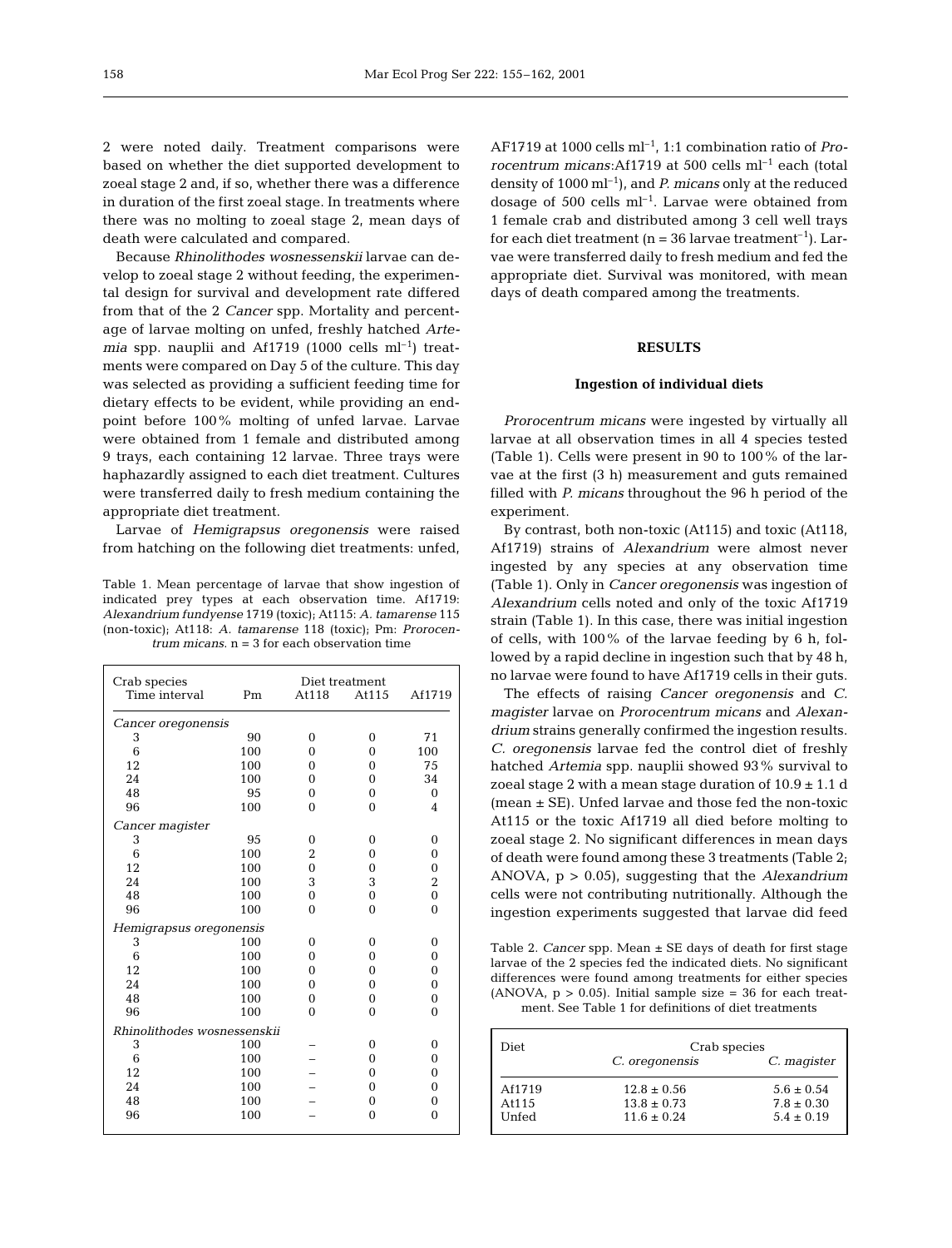2 were noted daily. Treatment comparisons were based on whether the diet supported development to zoeal stage 2 and, if so, whether there was a difference in duration of the first zoeal stage. In treatments where there was no molting to zoeal stage 2, mean days of death were calculated and compared.

Because *Rhinolithodes wosnessenskii* larvae can develop to zoeal stage 2 without feeding, the experimental design for survival and development rate differed from that of the 2 *Cancer* spp. Mortality and percentage of larvae molting on unfed, freshly hatched *Artemia* spp. nauplii and Af1719 (1000 cells ml$^{-1}$) treatments were compared on Day 5 of the culture. This day was selected as providing a sufficient feeding time for dietary effects to be evident, while providing an endpoint before 100% molting of unfed larvae. Larvae were obtained from 1 female and distributed among 9 trays, each containing 12 larvae. Three trays were haphazardly assigned to each diet treatment. Cultures were transferred daily to fresh medium containing the appropriate diet treatment.

Larvae of *Hemigrapsus oregonensis* were raised from hatching on the following diet treatments: unfed, AF1719 at 1000 cells ml$^{-1}$, 1:1 combination ratio of *Prorocentrum micans*:Af1719 at 500 cells ml$^{-1}$ each (total density of 1000 ml$^{-1}$), and *P. micans* only at the reduced dosage of 500 cells ml$^{-1}$. Larvae were obtained from 1 female crab and distributed among 3 cell well trays for each diet treatment (n = 36 larvae treatment$^{-1}$). Larvae were transferred daily to fresh medium and fed the appropriate diet. Survival was monitored, with mean days of death compared among the treatments.

## RESULTS

### Ingestion of individual diets

*Prorocentrum micans* were ingested by virtually all larvae at all observation times in all 4 species tested (Table 1). Cells were present in 90 to 100% of the larvae at the first (3 h) measurement and guts remained filled with *P. micans* throughout the 96 h period of the experiment.

By contrast, both non-toxic (At115) and toxic (At118, Af1719) strains of *Alexandrium* were almost never ingested by any species at any observation time (Table 1). Only in *Cancer oregonensis* was ingestion of *Alexandrium* cells noted and only of the toxic Af1719 strain (Table 1). In this case, there was initial ingestion of cells, with 100% of the larvae feeding by 6 h, followed by a rapid decline in ingestion such that by 48 h, no larvae were found to have Af1719 cells in their guts.

Table 1. Mean percentage of larvae that show ingestion of indicated prey types at each observation time. Af1719: *Alexandrium fundyense* 1719 (toxic); At115: *A. tamarense* 115 (non-toxic); At118: *A. tamarense* 118 (toxic); Pm: *Prorocentrum micans*. n = 3 for each observation time

| Crab species / Time interval | Pm | At118 | At115 | Af1719 |
|---|---|---|---|---|
| *Cancer oregonensis* | | | | |
| 3 | 90 | 0 | 0 | 71 |
| 6 | 100 | 0 | 0 | 100 |
| 12 | 100 | 0 | 0 | 75 |
| 24 | 100 | 0 | 0 | 34 |
| 48 | 95 | 0 | 0 | 0 |
| 96 | 100 | 0 | 0 | 4 |
| *Cancer magister* | | | | |
| 3 | 95 | 0 | 0 | 0 |
| 6 | 100 | 2 | 0 | 0 |
| 12 | 100 | 0 | 0 | 0 |
| 24 | 100 | 3 | 3 | 2 |
| 48 | 100 | 0 | 0 | 0 |
| 96 | 100 | 0 | 0 | 0 |
| *Hemigrapsus oregonensis* | | | | |
| 3 | 100 | 0 | 0 | 0 |
| 6 | 100 | 0 | 0 | 0 |
| 12 | 100 | 0 | 0 | 0 |
| 24 | 100 | 0 | 0 | 0 |
| 48 | 100 | 0 | 0 | 0 |
| 96 | 100 | 0 | 0 | 0 |
| *Rhinolithodes wosnessenskii* | | | | |
| 3 | 100 | – | 0 | 0 |
| 6 | 100 | – | 0 | 0 |
| 12 | 100 | – | 0 | 0 |
| 24 | 100 | – | 0 | 0 |
| 48 | 100 | – | 0 | 0 |
| 96 | 100 | – | 0 | 0 |

The effects of raising *Cancer oregonensis* and *C. magister* larvae on *Prorocentrum micans* and *Alexandrium* strains generally confirmed the ingestion results. *C. oregonensis* larvae fed the control diet of freshly hatched *Artemia* spp. nauplii showed 93% survival to zoeal stage 2 with a mean stage duration of 10.9 ± 1.1 d (mean ± SE). Unfed larvae and those fed the non-toxic At115 or the toxic Af1719 all died before molting to zoeal stage 2. No significant differences in mean days of death were found among these 3 treatments (Table 2; ANOVA, $p > 0.05$), suggesting that the *Alexandrium* cells were not contributing nutritionally. Although the ingestion experiments suggested that larvae did feed

Table 2. *Cancer* spp. Mean ± SE days of death for first stage larvae of the 2 species fed the indicated diets. No significant differences were found among treatments for either species (ANOVA, $p > 0.05$). Initial sample size = 36 for each treatment. See Table 1 for definitions of diet treatments

| Diet | Crab species | |
|---|---|---|
| | *C. oregonensis* | *C. magister* |
| Af1719 | 12.8 ± 0.56 | 5.6 ± 0.54 |
| At115 | 13.8 ± 0.73 | 7.8 ± 0.30 |
| Unfed | 11.6 ± 0.24 | 5.4 ± 0.19 |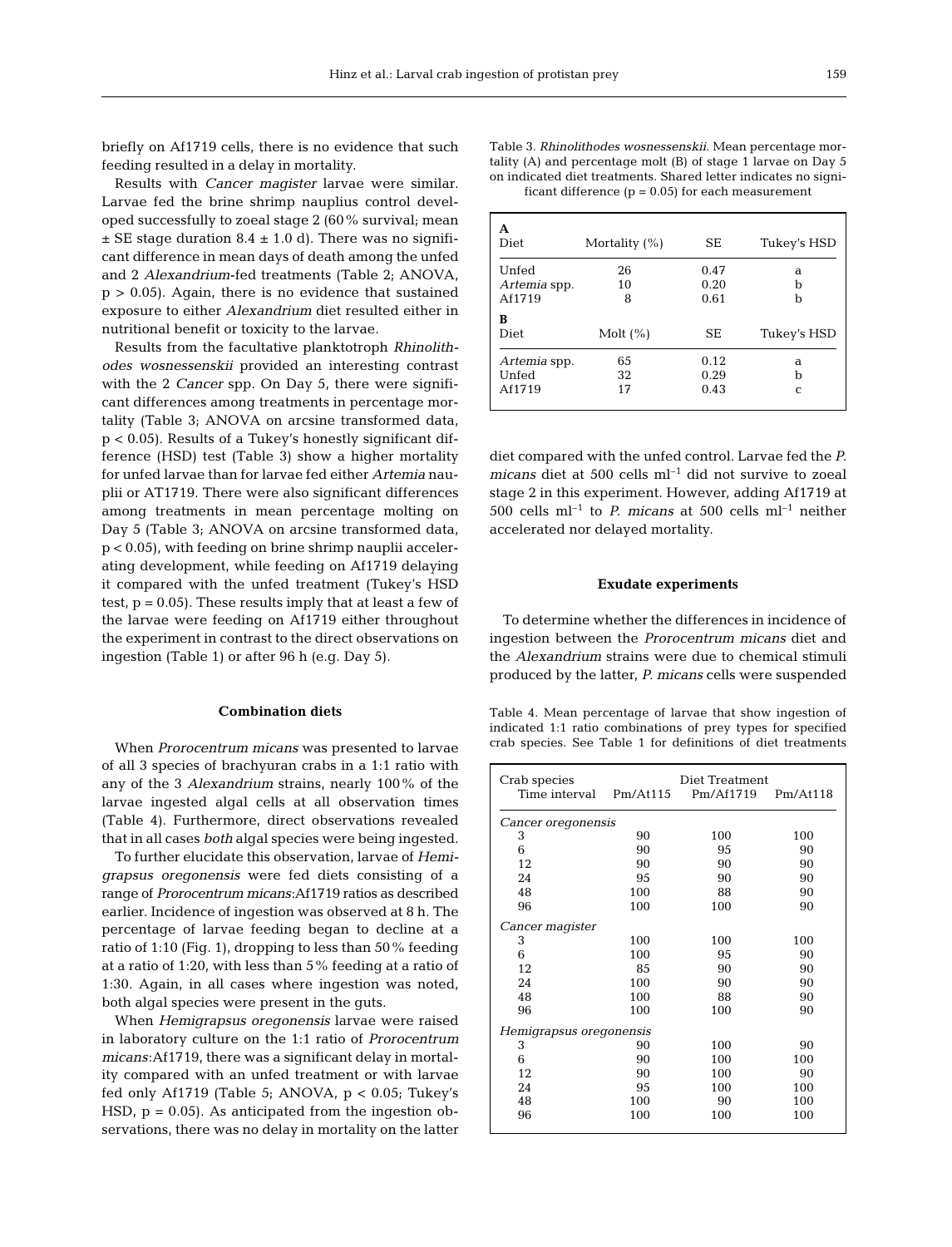briefly on Af1719 cells, there is no evidence that such feeding resulted in a delay in mortality.

Results with *Cancer magister* larvae were similar. Larvae fed the brine shrimp nauplius control developed successfully to zoeal stage 2 (60% survival; mean ± SE stage duration 8.4 ± 1.0 d). There was no significant difference in mean days of death among the unfed and 2 *Alexandrium*-fed treatments (Table 2; ANOVA, $p > 0.05$). Again, there is no evidence that sustained exposure to either *Alexandrium* diet resulted either in nutritional benefit or toxicity to the larvae.

Results from the facultative planktotroph *Rhinolithodes wosnessenskii* provided an interesting contrast with the 2 *Cancer* spp. On Day 5, there were significant differences among treatments in percentage mortality (Table 3; ANOVA on arcsine transformed data, $p < 0.05$). Results of a Tukey's honestly significant difference (HSD) test (Table 3) show a higher mortality for unfed larvae than for larvae fed either *Artemia* nauplii or AT1719. There were also significant differences among treatments in mean percentage molting on Day 5 (Table 3; ANOVA on arcsine transformed data, $p < 0.05$), with feeding on brine shrimp nauplii accelerating development, while feeding on Af1719 delaying it compared with the unfed treatment (Tukey's HSD test, $p = 0.05$). These results imply that at least a few of the larvae were feeding on Af1719 either throughout the experiment in contrast to the direct observations on ingestion (Table 1) or after 96 h (e.g. Day 5).

Table 3. *Rhinolithodes wosnessenskii*. Mean percentage mortality (A) and percentage molt (B) of stage 1 larvae on Day 5 on indicated diet treatments. Shared letter indicates no significant difference ($p = 0.05$) for each measurement

| **A** Diet | Mortality (%) | SE | Tukey's HSD |
|---|---|---|---|
| Unfed | 26 | 0.47 | a |
| *Artemia* spp. | 10 | 0.20 | b |
| Af1719 | 8 | 0.61 | b |

| **B** Diet | Molt (%) | SE | Tukey's HSD |
|---|---|---|---|
| *Artemia* spp. | 65 | 0.12 | a |
| Unfed | 32 | 0.29 | b |
| Af1719 | 17 | 0.43 | c |

### Combination diets

When *Prorocentrum micans* was presented to larvae of all 3 species of brachyuran crabs in a 1:1 ratio with any of the 3 *Alexandrium* strains, nearly 100% of the larvae ingested algal cells at all observation times (Table 4). Furthermore, direct observations revealed that in all cases *both* algal species were being ingested.

To further elucidate this observation, larvae of *Hemigrapsus oregonensis* were fed diets consisting of a range of *Prorocentrum micans*:Af1719 ratios as described earlier. Incidence of ingestion was observed at 8 h. The percentage of larvae feeding began to decline at a ratio of 1:10 (Fig. 1), dropping to less than 50% feeding at a ratio of 1:20, with less than 5% feeding at a ratio of 1:30. Again, in all cases where ingestion was noted, both algal species were present in the guts.

When *Hemigrapsus oregonensis* larvae were raised in laboratory culture on the 1:1 ratio of *Prorocentrum micans*:Af1719, there was a significant delay in mortality compared with an unfed treatment or with larvae fed only Af1719 (Table 5; ANOVA, $p < 0.05$; Tukey's HSD, $p = 0.05$). As anticipated from the ingestion observations, there was no delay in mortality on the latter diet compared with the unfed control. Larvae fed the *P. micans* diet at 500 cells ml$^{-1}$ did not survive to zoeal stage 2 in this experiment. However, adding Af1719 at 500 cells ml$^{-1}$ to *P. micans* at 500 cells ml$^{-1}$ neither accelerated nor delayed mortality.

Table 4. Mean percentage of larvae that show ingestion of indicated 1:1 ratio combinations of prey types for specified crab species. See Table 1 for definitions of diet treatments

| Crab species Time interval | Diet Treatment Pm/At115 | Pm/Af1719 | Pm/At118 |
|---|---|---|---|
| *Cancer oregonensis* | | | |
| 3 | 90 | 100 | 100 |
| 6 | 90 | 95 | 90 |
| 12 | 90 | 90 | 90 |
| 24 | 95 | 90 | 90 |
| 48 | 100 | 88 | 90 |
| 96 | 100 | 100 | 90 |
| *Cancer magister* | | | |
| 3 | 100 | 100 | 100 |
| 6 | 100 | 95 | 90 |
| 12 | 85 | 90 | 90 |
| 24 | 100 | 90 | 90 |
| 48 | 100 | 88 | 90 |
| 96 | 100 | 100 | 90 |
| *Hemigrapsus oregonensis* | | | |
| 3 | 90 | 100 | 90 |
| 6 | 90 | 100 | 100 |
| 12 | 90 | 100 | 90 |
| 24 | 95 | 100 | 100 |
| 48 | 100 | 90 | 100 |
| 96 | 100 | 100 | 100 |

### Exudate experiments

To determine whether the differences in incidence of ingestion between the *Prorocentrum micans* diet and the *Alexandrium* strains were due to chemical stimuli produced by the latter, *P. micans* cells were suspended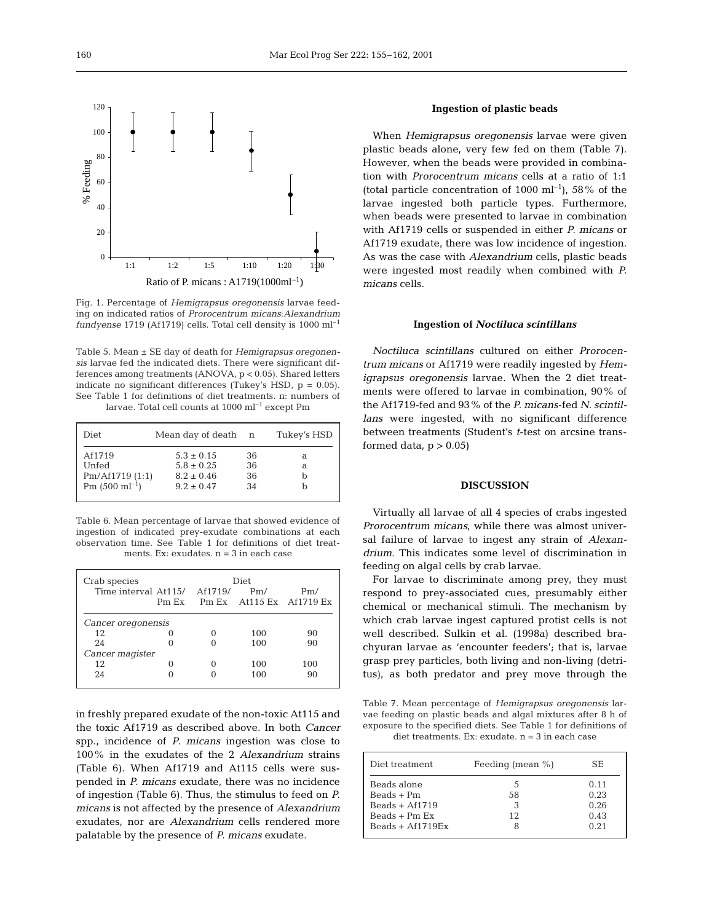Fig. 1. Percentage of *Hemigrapsus oregonensis* larvae feeding on indicated ratios of *Prorocentrum micans*:*Alexandrium fundyense* 1719 (Af1719) cells. Total cell density is 1000 ml$^{-1}$

Table 5. Mean ± SE day of death for *Hemigrapsus oregonensis* larvae fed the indicated diets. There were significant differences among treatments (ANOVA, $p < 0.05$). Shared letters indicate no significant differences (Tukey's HSD, $p = 0.05$). See Table 1 for definitions of diet treatments. n: numbers of larvae. Total cell counts at 1000 ml$^{-1}$ except Pm

| Diet | Mean day of death | n | Tukey's HSD |
|---|---|---|---|
| Af1719 | 5.3 ± 0.15 | 36 | a |
| Unfed | 5.8 ± 0.25 | 36 | a |
| Pm/Af1719 (1:1) | 8.2 ± 0.46 | 36 | b |
| Pm (500 ml$^{-1}$) | 9.2 ± 0.47 | 34 | b |

Table 6. Mean percentage of larvae that showed evidence of ingestion of indicated prey-exudate combinations at each observation time. See Table 1 for definitions of diet treatments. Ex: exudates. n = 3 in each case

| Crab species | Diet | | | |
|---|---|---|---|---|
| Time interval | At115/ Pm Ex | Af1719/ Pm Ex | Pm/ At115 Ex | Pm/ Af1719 Ex |
| *Cancer oregonensis* | | | | |
| 12 | 0 | 0 | 100 | 90 |
| 24 | 0 | 0 | 100 | 90 |
| *Cancer magister* | | | | |
| 12 | 0 | 0 | 100 | 100 |
| 24 | 0 | 0 | 100 | 90 |

in freshly prepared exudate of the non-toxic At115 and the toxic Af1719 as described above. In both *Cancer* spp., incidence of *P. micans* ingestion was close to 100% in the exudates of the 2 *Alexandrium* strains (Table 6). When Af1719 and At115 cells were suspended in *P. micans* exudate, there was no incidence of ingestion (Table 6). Thus, the stimulus to feed on *P. micans* is not affected by the presence of *Alexandrium* exudates, nor are *Alexandrium* cells rendered more palatable by the presence of *P. micans* exudate.

### Ingestion of plastic beads

When *Hemigrapsus oregonensis* larvae were given plastic beads alone, very few fed on them (Table 7). However, when the beads were provided in combination with *Prorocentrum micans* cells at a ratio of 1:1 (total particle concentration of 1000 ml$^{-1}$), 58% of the larvae ingested both particle types. Furthermore, when beads were presented to larvae in combination with Af1719 cells or suspended in either *P. micans* or Af1719 exudate, there was low incidence of ingestion. As was the case with *Alexandrium* cells, plastic beads were ingested most readily when combined with *P. micans* cells.

### Ingestion of *Noctiluca scintillans*

*Noctiluca scintillans* cultured on either *Prorocentrum micans* or Af1719 were readily ingested by *Hemigrapsus oregonensis* larvae. When the 2 diet treatments were offered to larvae in combination, 90% of the Af1719-fed and 93% of the *P. micans*-fed *N. scintillans* were ingested, with no significant difference between treatments (Student's *t*-test on arcsine transformed data, $p > 0.05$)

## DISCUSSION

Virtually all larvae of all 4 species of crabs ingested *Prorocentrum micans*, while there was almost universal failure of larvae to ingest any strain of *Alexandrium*. This indicates some level of discrimination in feeding on algal cells by crab larvae.

For larvae to discriminate among prey, they must respond to prey-associated cues, presumably either chemical or mechanical stimuli. The mechanism by which crab larvae ingest captured protist cells is not well described. Sulkin et al. (1998a) described brachyuran larvae as 'encounter feeders'; that is, larvae grasp prey particles, both living and non-living (detritus), as both predator and prey move through the

Table 7. Mean percentage of *Hemigrapsus oregonensis* larvae feeding on plastic beads and algal mixtures after 8 h of exposure to the specified diets. See Table 1 for definitions of diet treatments. Ex: exudate. n = 3 in each case

| Diet treatment | Feeding (mean %) | SE |
|---|---|---|
| Beads alone | 5 | 0.11 |
| Beads + Pm | 58 | 0.23 |
| Beads + Af1719 | 3 | 0.26 |
| Beads + Pm Ex | 12 | 0.43 |
| Beads + Af1719Ex | 8 | 0.21 |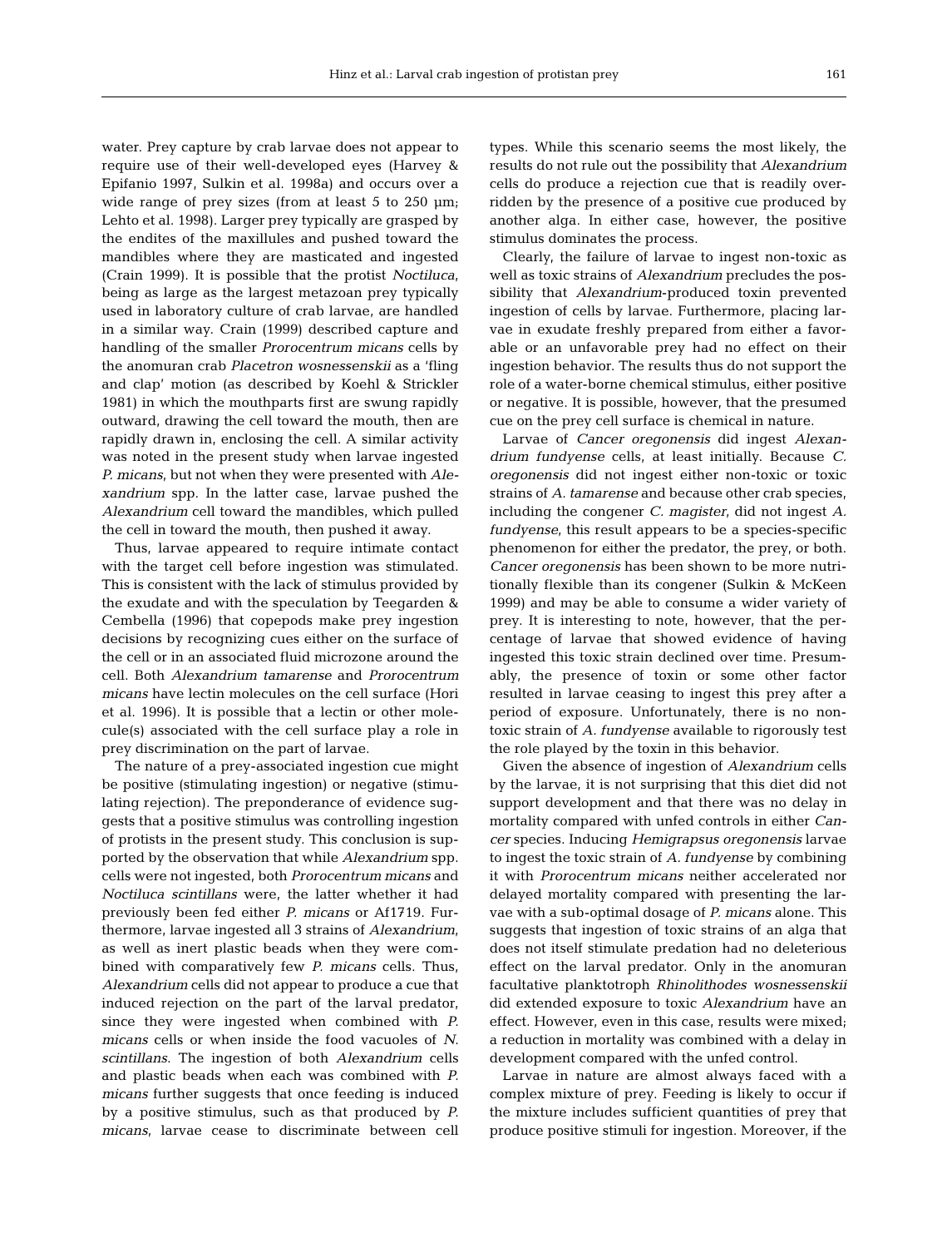water. Prey capture by crab larvae does not appear to require use of their well-developed eyes (Harvey & Epifanio 1997, Sulkin et al. 1998a) and occurs over a wide range of prey sizes (from at least 5 to 250 µm; Lehto et al. 1998). Larger prey typically are grasped by the endites of the maxillules and pushed toward the mandibles where they are masticated and ingested (Crain 1999). It is possible that the protist *Noctiluca*, being as large as the largest metazoan prey typically used in laboratory culture of crab larvae, are handled in a similar way. Crain (1999) described capture and handling of the smaller *Prorocentrum micans* cells by the anomuran crab *Placetron wosnessenskii* as a 'fling and clap' motion (as described by Koehl & Strickler 1981) in which the mouthparts first are swung rapidly outward, drawing the cell toward the mouth, then are rapidly drawn in, enclosing the cell. A similar activity was noted in the present study when larvae ingested *P. micans*, but not when they were presented with *Alexandrium* spp. In the latter case, larvae pushed the *Alexandrium* cell toward the mandibles, which pulled the cell in toward the mouth, then pushed it away.

Thus, larvae appeared to require intimate contact with the target cell before ingestion was stimulated. This is consistent with the lack of stimulus provided by the exudate and with the speculation by Teegarden & Cembella (1996) that copepods make prey ingestion decisions by recognizing cues either on the surface of the cell or in an associated fluid microzone around the cell. Both *Alexandrium tamarense* and *Prorocentrum micans* have lectin molecules on the cell surface (Hori et al. 1996). It is possible that a lectin or other molecule(s) associated with the cell surface play a role in prey discrimination on the part of larvae.

The nature of a prey-associated ingestion cue might be positive (stimulating ingestion) or negative (stimulating rejection). The preponderance of evidence suggests that a positive stimulus was controlling ingestion of protists in the present study. This conclusion is supported by the observation that while *Alexandrium* spp. cells were not ingested, both *Prorocentrum micans* and *Noctiluca scintillans* were, the latter whether it had previously been fed either *P. micans* or Af1719. Furthermore, larvae ingested all 3 strains of *Alexandrium*, as well as inert plastic beads when they were combined with comparatively few *P. micans* cells. Thus, *Alexandrium* cells did not appear to produce a cue that induced rejection on the part of the larval predator, since they were ingested when combined with *P. micans* cells or when inside the food vacuoles of *N. scintillans*. The ingestion of both *Alexandrium* cells and plastic beads when each was combined with *P. micans* further suggests that once feeding is induced by a positive stimulus, such as that produced by *P. micans*, larvae cease to discriminate between cell types. While this scenario seems the most likely, the results do not rule out the possibility that *Alexandrium* cells do produce a rejection cue that is readily overridden by the presence of a positive cue produced by another alga. In either case, however, the positive stimulus dominates the process.

Clearly, the failure of larvae to ingest non-toxic as well as toxic strains of *Alexandrium* precludes the possibility that *Alexandrium*-produced toxin prevented ingestion of cells by larvae. Furthermore, placing larvae in exudate freshly prepared from either a favorable or an unfavorable prey had no effect on their ingestion behavior. The results thus do not support the role of a water-borne chemical stimulus, either positive or negative. It is possible, however, that the presumed cue on the prey cell surface is chemical in nature.

Larvae of *Cancer oregonensis* did ingest *Alexandrium fundyense* cells, at least initially. Because *C. oregonensis* did not ingest either non-toxic or toxic strains of *A. tamarense* and because other crab species, including the congener *C. magister*, did not ingest *A. fundyense*, this result appears to be a species-specific phenomenon for either the predator, the prey, or both. *Cancer oregonensis* has been shown to be more nutritionally flexible than its congener (Sulkin & McKeen 1999) and may be able to consume a wider variety of prey. It is interesting to note, however, that the percentage of larvae that showed evidence of having ingested this toxic strain declined over time. Presumably, the presence of toxin or some other factor resulted in larvae ceasing to ingest this prey after a period of exposure. Unfortunately, there is no non-toxic strain of *A. fundyense* available to rigorously test the role played by the toxin in this behavior.

Given the absence of ingestion of *Alexandrium* cells by the larvae, it is not surprising that this diet did not support development and that there was no delay in mortality compared with unfed controls in either *Cancer* species. Inducing *Hemigrapsus oregonensis* larvae to ingest the toxic strain of *A. fundyense* by combining it with *Prorocentrum micans* neither accelerated nor delayed mortality compared with presenting the larvae with a sub-optimal dosage of *P. micans* alone. This suggests that ingestion of toxic strains of an alga that does not itself stimulate predation had no deleterious effect on the larval predator. Only in the anomuran facultative planktotroph *Rhinolithodes wosnessenskii* did extended exposure to toxic *Alexandrium* have an effect. However, even in this case, results were mixed; a reduction in mortality was combined with a delay in development compared with the unfed control.

Larvae in nature are almost always faced with a complex mixture of prey. Feeding is likely to occur if the mixture includes sufficient quantities of prey that produce positive stimuli for ingestion. Moreover, if the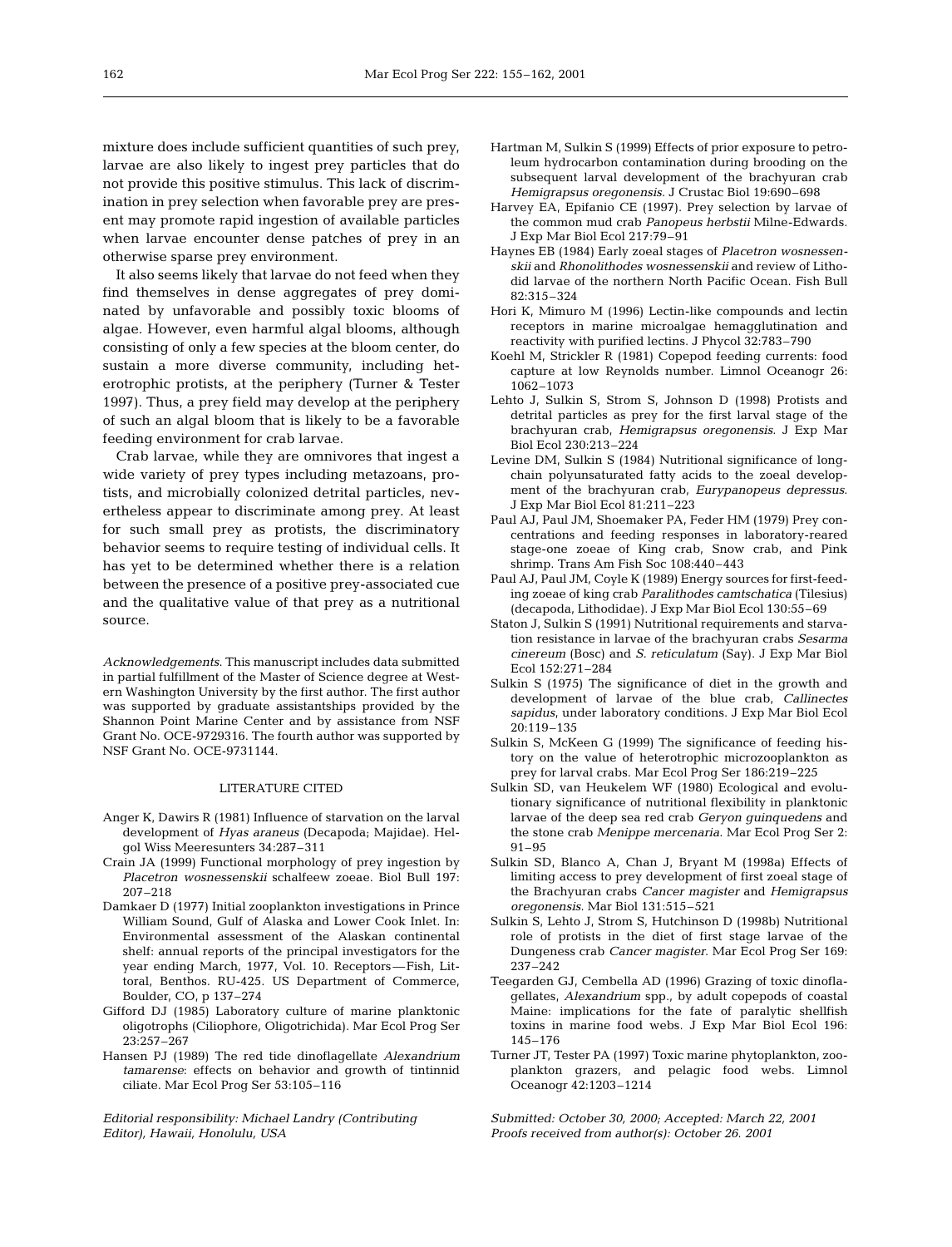mixture does include sufficient quantities of such prey, larvae are also likely to ingest prey particles that do not provide this positive stimulus. This lack of discrimination in prey selection when favorable prey are present may promote rapid ingestion of available particles when larvae encounter dense patches of prey in an otherwise sparse prey environment.

It also seems likely that larvae do not feed when they find themselves in dense aggregates of prey dominated by unfavorable and possibly toxic blooms of algae. However, even harmful algal blooms, although consisting of only a few species at the bloom center, do sustain a more diverse community, including heterotrophic protists, at the periphery (Turner & Tester 1997). Thus, a prey field may develop at the periphery of such an algal bloom that is likely to be a favorable feeding environment for crab larvae.

Crab larvae, while they are omnivores that ingest a wide variety of prey types including metazoans, protists, and microbially colonized detrital particles, nevertheless appear to discriminate among prey. At least for such small prey as protists, the discriminatory behavior seems to require testing of individual cells. It has yet to be determined whether there is a relation between the presence of a positive prey-associated cue and the qualitative value of that prey as a nutritional source.

*Acknowledgements.* This manuscript includes data submitted in partial fulfillment of the Master of Science degree at Western Washington University by the first author. The first author was supported by graduate assistantships provided by the Shannon Point Marine Center and by assistance from NSF Grant No. OCE-9729316. The fourth author was supported by NSF Grant No. OCE-9731144.

## LITERATURE CITED

Anger K, Dawirs R (1981) Influence of starvation on the larval development of *Hyas araneus* (Decapoda; Majidae). Helgol Wiss Meeresunters 34:287–311

Crain JA (1999) Functional morphology of prey ingestion by *Placetron wosnessenskii* schalfeew zoeae. Biol Bull 197: 207–218

Damkaer D (1977) Initial zooplankton investigations in Prince William Sound, Gulf of Alaska and Lower Cook Inlet. In: Environmental assessment of the Alaskan continental shelf: annual reports of the principal investigators for the year ending March, 1977, Vol. 10. Receptors—Fish, Littoral, Benthos. RU-425. US Department of Commerce, Boulder, CO, p 137–274

Gifford DJ (1985) Laboratory culture of marine planktonic oligotrophs (Ciliophore, Oligotrichida). Mar Ecol Prog Ser 23:257–267

Hansen PJ (1989) The red tide dinoflagellate *Alexandrium tamarense*: effects on behavior and growth of tintinnid ciliate. Mar Ecol Prog Ser 53:105–116

Hartman M, Sulkin S (1999) Effects of prior exposure to petroleum hydrocarbon contamination during brooding on the subsequent larval development of the brachyuran crab *Hemigrapsus oregonensis*. J Crustac Biol 19:690–698

Harvey EA, Epifanio CE (1997). Prey selection by larvae of the common mud crab *Panopeus herbstii* Milne-Edwards. J Exp Mar Biol Ecol 217:79–91

Haynes EB (1984) Early zoeal stages of *Placetron wosnessenskii* and *Rhonolithodes wosnessenskii* and review of Lithodid larvae of the northern North Pacific Ocean. Fish Bull 82:315–324

Hori K, Mimuro M (1996) Lectin-like compounds and lectin receptors in marine microalgae hemagglutination and reactivity with purified lectins. J Phycol 32:783–790

Koehl M, Strickler R (1981) Copepod feeding currents: food capture at low Reynolds number. Limnol Oceanogr 26: 1062–1073

Lehto J, Sulkin S, Strom S, Johnson D (1998) Protists and detrital particles as prey for the first larval stage of the brachyuran crab, *Hemigrapsus oregonensis*. J Exp Mar Biol Ecol 230:213–224

Levine DM, Sulkin S (1984) Nutritional significance of long-chain polyunsaturated fatty acids to the zoeal development of the brachyuran crab, *Eurypanopeus depressus*. J Exp Mar Biol Ecol 81:211–223

Paul AJ, Paul JM, Shoemaker PA, Feder HM (1979) Prey concentrations and feeding responses in laboratory-reared stage-one zoeae of King crab, Snow crab, and Pink shrimp. Trans Am Fish Soc 108:440–443

Paul AJ, Paul JM, Coyle K (1989) Energy sources for first-feeding zoeae of king crab *Paralithodes camtschatica* (Tilesius) (decapoda, Lithodidae). J Exp Mar Biol Ecol 130:55–69

Staton J, Sulkin S (1991) Nutritional requirements and starvation resistance in larvae of the brachyuran crabs *Sesarma cinereum* (Bosc) and *S. reticulatum* (Say). J Exp Mar Biol Ecol 152:271–284

Sulkin S (1975) The significance of diet in the growth and development of larvae of the blue crab, *Callinectes sapidus*, under laboratory conditions. J Exp Mar Biol Ecol 20:119–135

Sulkin S, McKeen G (1999) The significance of feeding history on the value of heterotrophic microzooplankton as prey for larval crabs. Mar Ecol Prog Ser 186:219–225

Sulkin SD, van Heukelem WF (1980) Ecological and evolutionary significance of nutritional flexibility in planktonic larvae of the deep sea red crab *Geryon quinquedens* and the stone crab *Menippe mercenaria*. Mar Ecol Prog Ser 2: 91–95

Sulkin SD, Blanco A, Chan J, Bryant M (1998a) Effects of limiting access to prey development of first zoeal stage of the Brachyuran crabs *Cancer magister* and *Hemigrapsus oregonensis*. Mar Biol 131:515–521

Sulkin S, Lehto J, Strom S, Hutchinson D (1998b) Nutritional role of protists in the diet of first stage larvae of the Dungeness crab *Cancer magister*. Mar Ecol Prog Ser 169: 237–242

Teegarden GJ, Cembella AD (1996) Grazing of toxic dinoflagellates, *Alexandrium* spp., by adult copepods of coastal Maine: implications for the fate of paralytic shellfish toxins in marine food webs. J Exp Mar Biol Ecol 196: 145–176

Turner JT, Tester PA (1997) Toxic marine phytoplankton, zooplankton grazers, and pelagic food webs. Limnol Oceanogr 42:1203–1214

*Editorial responsibility: Michael Landry (Contributing Editor), Hawaii, Honolulu, USA*

*Submitted: October 30, 2000; Accepted: March 22, 2001*
*Proofs received from author(s): October 26. 2001*